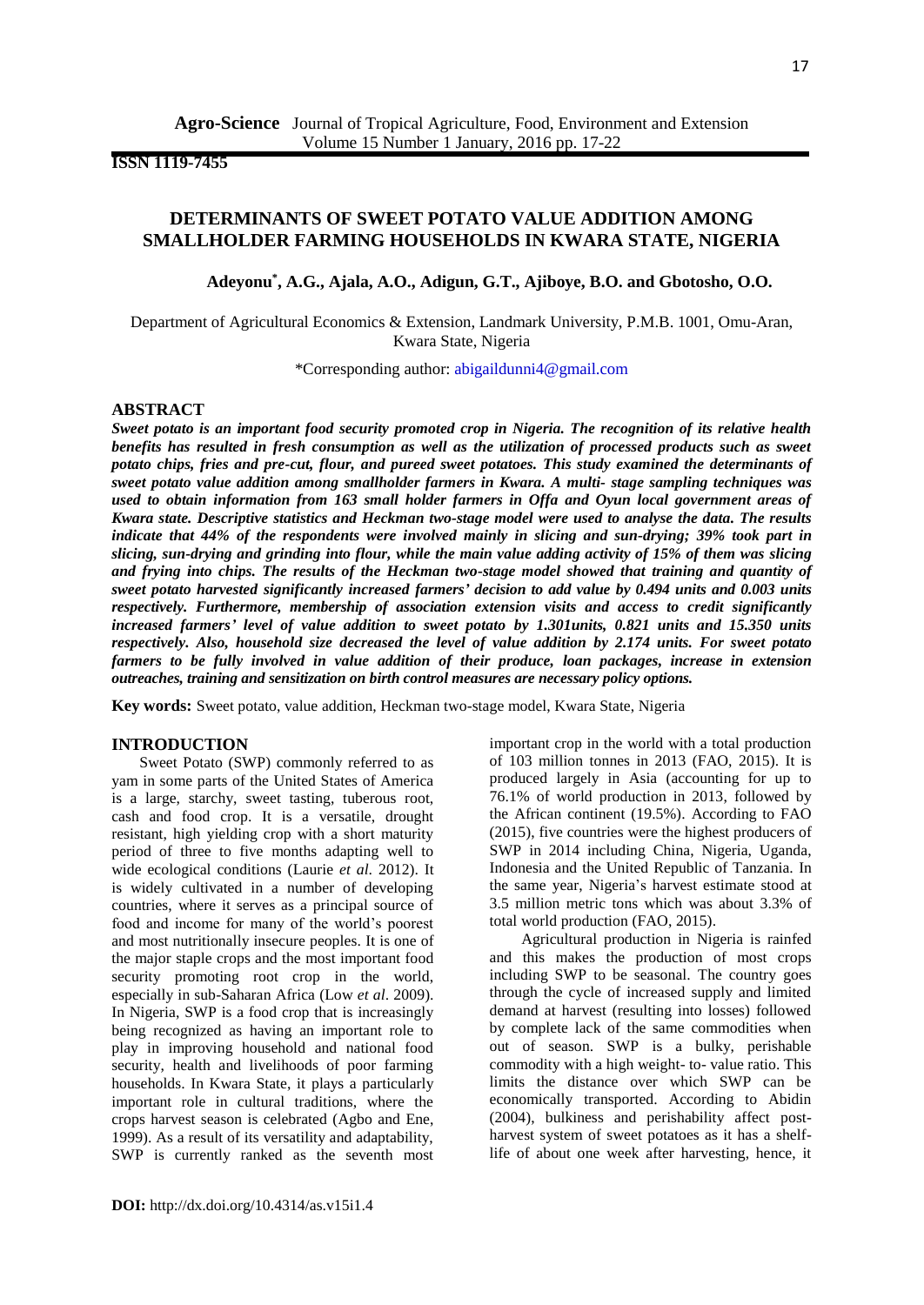**ISSN 1119-7455**

# DETERMINANTS OF SWEET POTATO VALUE ADDITION AMONG SMALLHOLDER FARMING HOUSEHOLDS IN KWARA STATE, NIGERIA

**Adeyonu*, A.G., Ajala, A.O., Adigun, G.T., Ajiboye, B.O. and Gbotosho, O.O.**

Department of Agricultural Economics & Extension, Landmark University, P.M.B. 1001, Omu-Aran, Kwara State, Nigeria

*Corresponding author: abigaildunni4@gmail.com

## ABSTRACT

***Sweet potato is an important food security promoted crop in Nigeria. The recognition of its relative health benefits has resulted in fresh consumption as well as the utilization of processed products such as sweet potato chips, fries and pre-cut, flour, and pureed sweet potatoes. This study examined the determinants of sweet potato value addition among smallholder farmers in Kwara. A multi- stage sampling techniques was used to obtain information from 163 small holder farmers in Offa and Oyun local government areas of Kwara state. Descriptive statistics and Heckman two-stage model were used to analyse the data. The results indicate that 44% of the respondents were involved mainly in slicing and sun-drying; 39% took part in slicing, sun-drying and grinding into flour, while the main value adding activity of 15% of them was slicing and frying into chips. The results of the Heckman two-stage model showed that training and quantity of sweet potato harvested significantly increased farmers' decision to add value by 0.494 units and 0.003 units respectively. Furthermore, membership of association extension visits and access to credit significantly increased farmers' level of value addition to sweet potato by 1.301units, 0.821 units and 15.350 units respectively. Also, household size decreased the level of value addition by 2.174 units. For sweet potato farmers to be fully involved in value addition of their produce, loan packages, increase in extension outreaches, training and sensitization on birth control measures are necessary policy options.***

**Key words:** Sweet potato, value addition, Heckman two-stage model, Kwara State, Nigeria

## INTRODUCTION

Sweet Potato (SWP) commonly referred to as yam in some parts of the United States of America is a large, starchy, sweet tasting, tuberous root, cash and food crop. It is a versatile, drought resistant, high yielding crop with a short maturity period of three to five months adapting well to wide ecological conditions (Laurie *et al.* 2012). It is widely cultivated in a number of developing countries, where it serves as a principal source of food and income for many of the world's poorest and most nutritionally insecure peoples. It is one of the major staple crops and the most important food security promoting root crop in the world, especially in sub-Saharan Africa (Low *et al*. 2009). In Nigeria, SWP is a food crop that is increasingly being recognized as having an important role to play in improving household and national food security, health and livelihoods of poor farming households. In Kwara State, it plays a particularly important role in cultural traditions, where the crops harvest season is celebrated (Agbo and Ene, 1999). As a result of its versatility and adaptability, SWP is currently ranked as the seventh most important crop in the world with a total production of 103 million tonnes in 2013 (FAO, 2015). It is produced largely in Asia (accounting for up to 76.1% of world production in 2013, followed by the African continent (19.5%). According to FAO (2015), five countries were the highest producers of SWP in 2014 including China, Nigeria, Uganda, Indonesia and the United Republic of Tanzania. In the same year, Nigeria's harvest estimate stood at 3.5 million metric tons which was about 3.3% of total world production (FAO, 2015).

Agricultural production in Nigeria is rainfed and this makes the production of most crops including SWP to be seasonal. The country goes through the cycle of increased supply and limited demand at harvest (resulting into losses) followed by complete lack of the same commodities when out of season. SWP is a bulky, perishable commodity with a high weight- to- value ratio. This limits the distance over which SWP can be economically transported. According to Abidin (2004), bulkiness and perishability affect post-harvest system of sweet potatoes as it has a shelf-life of about one week after harvesting, hence, it

**DOI:** http://dx.doi.org/10.4314/as.v15i1.4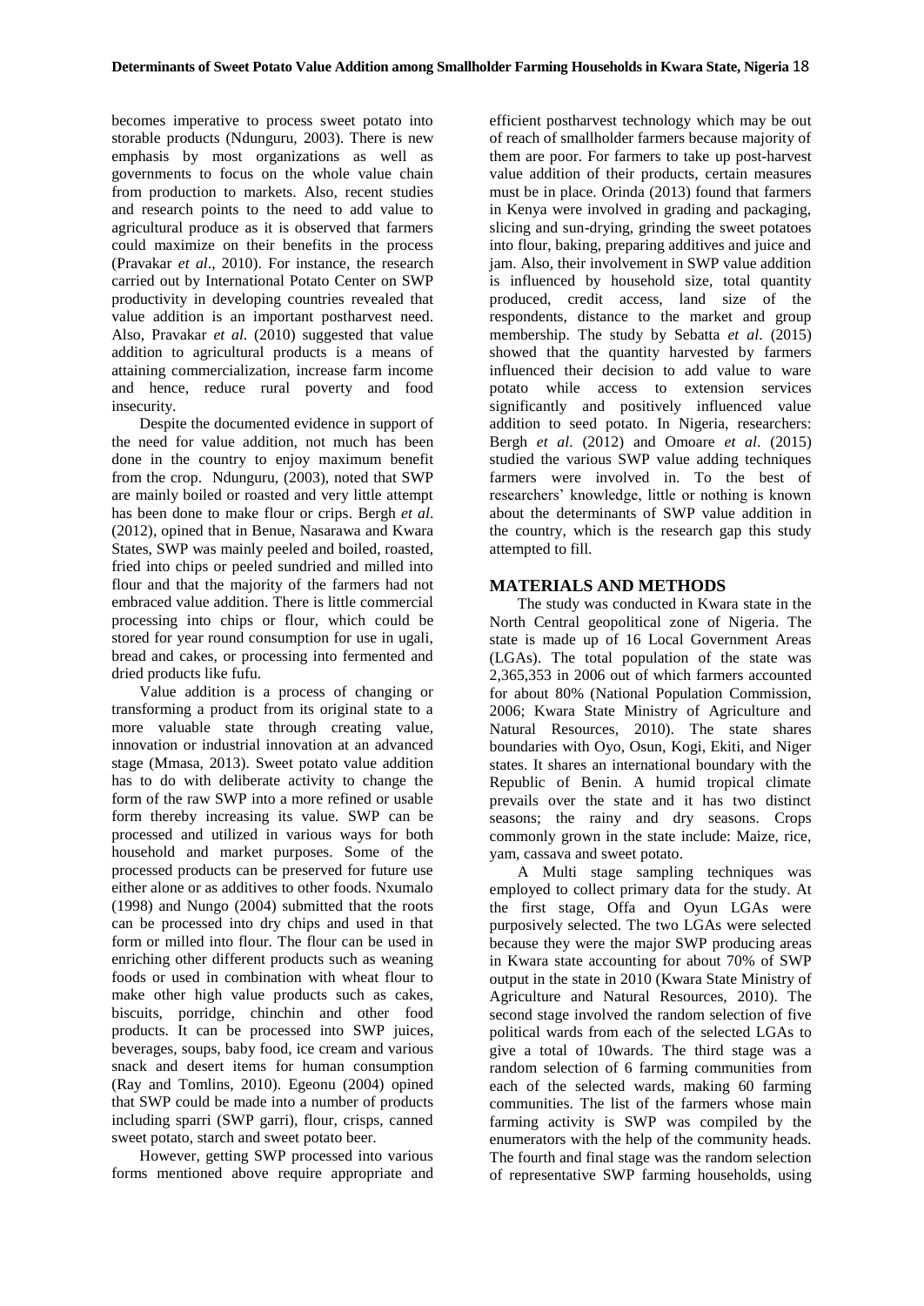becomes imperative to process sweet potato into storable products (Ndunguru, 2003). There is new emphasis by most organizations as well as governments to focus on the whole value chain from production to markets. Also, recent studies and research points to the need to add value to agricultural produce as it is observed that farmers could maximize on their benefits in the process (Pravakar *et al*., 2010). For instance, the research carried out by International Potato Center on SWP productivity in developing countries revealed that value addition is an important postharvest need. Also, Pravakar *et al*. (2010) suggested that value addition to agricultural products is a means of attaining commercialization, increase farm income and hence, reduce rural poverty and food insecurity.

Despite the documented evidence in support of the need for value addition, not much has been done in the country to enjoy maximum benefit from the crop. Ndunguru, (2003), noted that SWP are mainly boiled or roasted and very little attempt has been done to make flour or crips. Bergh *et al*. (2012), opined that in Benue, Nasarawa and Kwara States, SWP was mainly peeled and boiled, roasted, fried into chips or peeled sundried and milled into flour and that the majority of the farmers had not embraced value addition. There is little commercial processing into chips or flour, which could be stored for year round consumption for use in ugali, bread and cakes, or processing into fermented and dried products like fufu.

Value addition is a process of changing or transforming a product from its original state to a more valuable state through creating value, innovation or industrial innovation at an advanced stage (Mmasa, 2013). Sweet potato value addition has to do with deliberate activity to change the form of the raw SWP into a more refined or usable form thereby increasing its value. SWP can be processed and utilized in various ways for both household and market purposes. Some of the processed products can be preserved for future use either alone or as additives to other foods. Nxumalo (1998) and Nungo (2004) submitted that the roots can be processed into dry chips and used in that form or milled into flour. The flour can be used in enriching other different products such as weaning foods or used in combination with wheat flour to make other high value products such as cakes, biscuits, porridge, chinchin and other food products. It can be processed into SWP juices, beverages, soups, baby food, ice cream and various snack and desert items for human consumption (Ray and Tomlins, 2010). Egeonu (2004) opined that SWP could be made into a number of products including sparri (SWP garri), flour, crisps, canned sweet potato, starch and sweet potato beer.

However, getting SWP processed into various forms mentioned above require appropriate and efficient postharvest technology which may be out of reach of smallholder farmers because majority of them are poor. For farmers to take up post-harvest value addition of their products, certain measures must be in place. Orinda (2013) found that farmers in Kenya were involved in grading and packaging, slicing and sun-drying, grinding the sweet potatoes into flour, baking, preparing additives and juice and jam. Also, their involvement in SWP value addition is influenced by household size, total quantity produced, credit access, land size of the respondents, distance to the market and group membership. The study by Sebatta *et al*. (2015) showed that the quantity harvested by farmers influenced their decision to add value to ware potato while access to extension services significantly and positively influenced value addition to seed potato. In Nigeria, researchers: Bergh *et al*. (2012) and Omoare *et al*. (2015) studied the various SWP value adding techniques farmers were involved in. To the best of researchers' knowledge, little or nothing is known about the determinants of SWP value addition in the country, which is the research gap this study attempted to fill.

## MATERIALS AND METHODS

The study was conducted in Kwara state in the North Central geopolitical zone of Nigeria. The state is made up of 16 Local Government Areas (LGAs). The total population of the state was 2,365,353 in 2006 out of which farmers accounted for about 80% (National Population Commission, 2006; Kwara State Ministry of Agriculture and Natural Resources, 2010). The state shares boundaries with Oyo, Osun, Kogi, Ekiti, and Niger states. It shares an international boundary with the Republic of Benin. A humid tropical climate prevails over the state and it has two distinct seasons; the rainy and dry seasons. Crops commonly grown in the state include: Maize, rice, yam, cassava and sweet potato.

A Multi stage sampling techniques was employed to collect primary data for the study. At the first stage, Offa and Oyun LGAs were purposively selected. The two LGAs were selected because they were the major SWP producing areas in Kwara state accounting for about 70% of SWP output in the state in 2010 (Kwara State Ministry of Agriculture and Natural Resources, 2010). The second stage involved the random selection of five political wards from each of the selected LGAs to give a total of 10wards. The third stage was a random selection of 6 farming communities from each of the selected wards, making 60 farming communities. The list of the farmers whose main farming activity is SWP was compiled by the enumerators with the help of the community heads. The fourth and final stage was the random selection of representative SWP farming households, using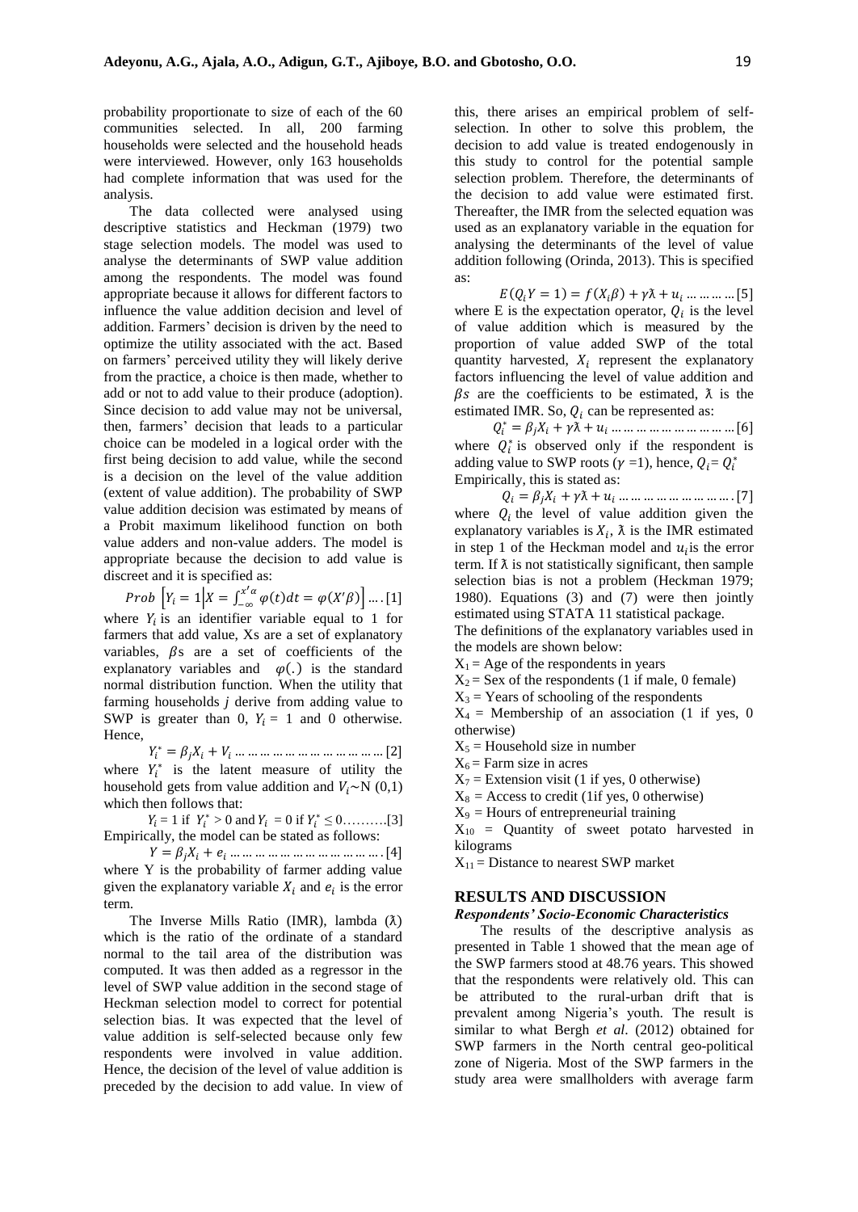probability proportionate to size of each of the 60 communities selected. In all, 200 farming households were selected and the household heads were interviewed. However, only 163 households had complete information that was used for the analysis.

The data collected were analysed using descriptive statistics and Heckman (1979) two stage selection models. The model was used to analyse the determinants of SWP value addition among the respondents. The model was found appropriate because it allows for different factors to influence the value addition decision and level of addition. Farmers' decision is driven by the need to optimize the utility associated with the act. Based on farmers' perceived utility they will likely derive from the practice, a choice is then made, whether to add or not to add value to their produce (adoption). Since decision to add value may not be universal, then, farmers' decision that leads to a particular choice can be modeled in a logical order with the first being decision to add value, while the second is a decision on the level of the value addition (extent of value addition). The probability of SWP value addition decision was estimated by means of a Probit maximum likelihood function on both value adders and non-value adders. The model is appropriate because the decision to add value is discreet and it is specified as:

$$Prob\ \left[Y_i = 1 \middle| X = \int_{-\infty}^{x'\alpha} \varphi(t)dt = \varphi(X'\beta)\right] \ldots.[1]$$

where $Y_i$ is an identifier variable equal to 1 for farmers that add value, Xs are a set of explanatory variables, $\beta$s are a set of coefficients of the explanatory variables and $\varphi(.)$ is the standard normal distribution function. When the utility that farming households *j* derive from adding value to SWP is greater than 0, $Y_i$ = 1 and 0 otherwise. Hence,

$$Y_i^* = \beta_j X_i + V_i \ldots \ldots \ldots \ldots \ldots \ldots \ldots \ldots \ldots \ldots [2]$$

where $Y_i^*$ is the latent measure of utility the household gets from value addition and $V_i \sim N(0,1)$ which then follows that:

$$Y_i = 1 \text{ if } Y_i^* > 0 \text{ and } Y_i = 0 \text{ if } Y_i^* \leq 0 \ldots\ldots\ldots[3]$$

Empirically, the model can be stated as follows:

$$Y = \beta_j X_i + e_i \ldots \ldots \ldots \ldots \ldots \ldots \ldots \ldots \ldots \ldots \ldots [4]$$

where Y is the probability of farmer adding value given the explanatory variable $X_i$ and $e_i$ is the error term.

The Inverse Mills Ratio (IMR), lambda ($\lambda$) which is the ratio of the ordinate of a standard normal to the tail area of the distribution was computed. It was then added as a regressor in the level of SWP value addition in the second stage of Heckman selection model to correct for potential selection bias. It was expected that the level of value addition is self-selected because only few respondents were involved in value addition. Hence, the decision of the level of value addition is preceded by the decision to add value. In view of this, there arises an empirical problem of self-selection. In other to solve this problem, the decision to add value is treated endogenously in this study to control for the potential sample selection problem. Therefore, the determinants of the decision to add value were estimated first. Thereafter, the IMR from the selected equation was used as an explanatory variable in the equation for analysing the determinants of the level of value addition following (Orinda, 2013). This is specified as:

$$E(Q_i Y = 1) = f(X_i\beta) + \gamma\lambda + u_i \ldots \ldots \ldots \ldots [5]$$

where E is the expectation operator, $Q_i$ is the level of value addition which is measured by the proportion of value added SWP of the total quantity harvested, $X_i$ represent the explanatory factors influencing the level of value addition and $\beta s$ are the coefficients to be estimated, $\lambda$ is the estimated IMR. So, $Q_i$ can be represented as:

$$Q_i^* = \beta_j X_i + \gamma\lambda + u_i \ldots \ldots \ldots \ldots \ldots \ldots \ldots \ldots [6]$$

where $Q_i^*$ is observed only if the respondent is adding value to SWP roots ($\gamma$ =1), hence, $Q_i = Q_i^*$

Empirically, this is stated as:

$$Q_i = \beta_j X_i + \gamma\lambda + u_i \ldots \ldots \ldots \ldots \ldots \ldots \ldots \ldots . [7]$$

where $Q_i$ the level of value addition given the explanatory variables is $X_i$, $\lambda$ is the IMR estimated in step 1 of the Heckman model and $u_i$ is the error term. If $\lambda$ is not statistically significant, then sample selection bias is not a problem (Heckman 1979; 1980). Equations (3) and (7) were then jointly estimated using STATA 11 statistical package.

The definitions of the explanatory variables used in the models are shown below:

$X_1$ = Age of the respondents in years
$X_2$ = Sex of the respondents (1 if male, 0 female)
$X_3$ = Years of schooling of the respondents
$X_4$ = Membership of an association (1 if yes, 0 otherwise)
$X_5$ = Household size in number
$X_6$ = Farm size in acres
$X_7$ = Extension visit (1 if yes, 0 otherwise)
$X_8$ = Access to credit (1if yes, 0 otherwise)
$X_9$ = Hours of entrepreneurial training
$X_{10}$ = Quantity of sweet potato harvested in kilograms
$X_{11}$ = Distance to nearest SWP market

## RESULTS AND DISCUSSION

### *Respondents' Socio-Economic Characteristics*

The results of the descriptive analysis as presented in Table 1 showed that the mean age of the SWP farmers stood at 48.76 years. This showed that the respondents were relatively old. This can be attributed to the rural-urban drift that is prevalent among Nigeria's youth. The result is similar to what Bergh *et al*. (2012) obtained for SWP farmers in the North central geo-political zone of Nigeria. Most of the SWP farmers in the study area were smallholders with average farm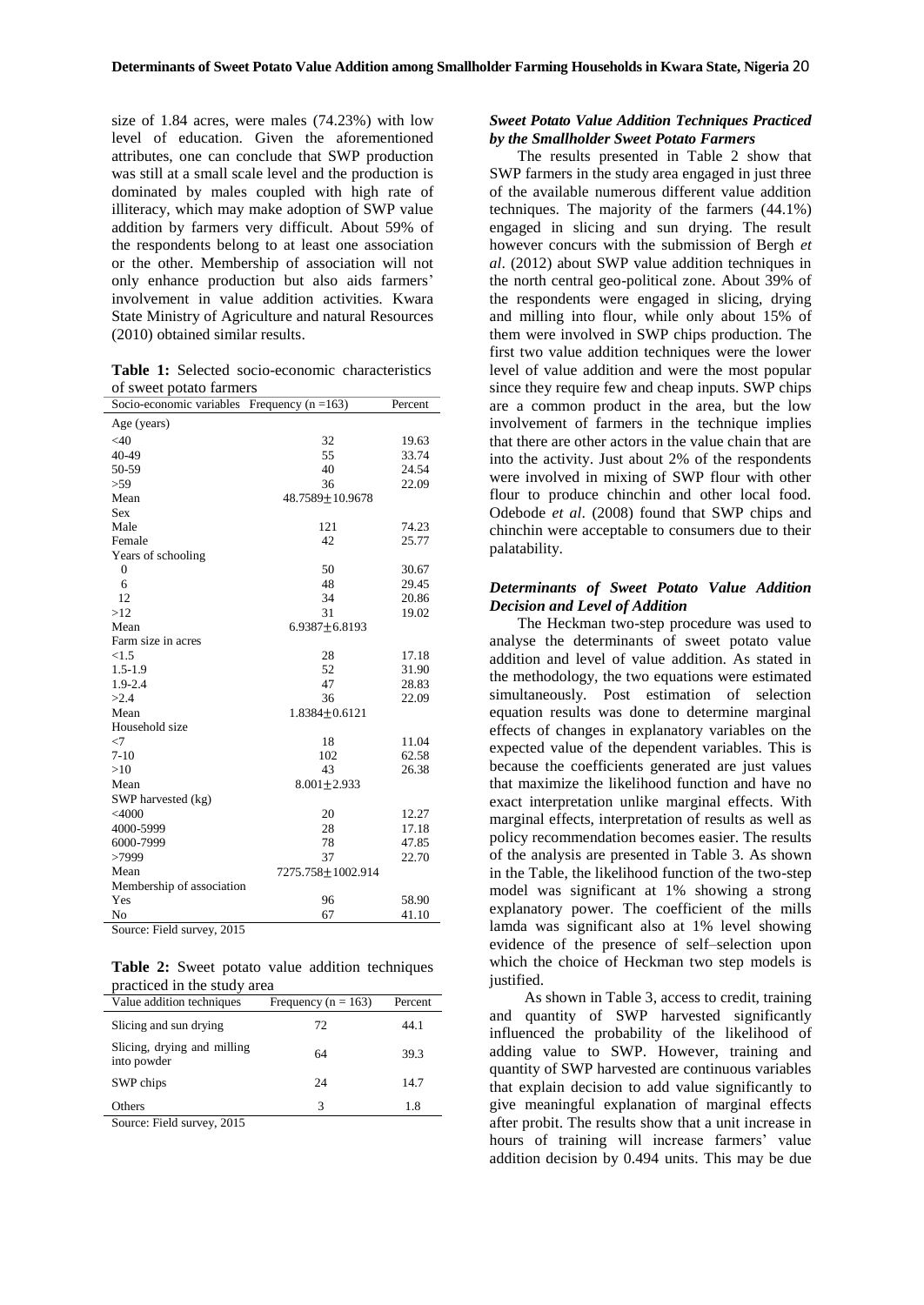size of 1.84 acres, were males (74.23%) with low level of education. Given the aforementioned attributes, one can conclude that SWP production was still at a small scale level and the production is dominated by males coupled with high rate of illiteracy, which may make adoption of SWP value addition by farmers very difficult. About 59% of the respondents belong to at least one association or the other. Membership of association will not only enhance production but also aids farmers' involvement in value addition activities. Kwara State Ministry of Agriculture and natural Resources (2010) obtained similar results.

**Table 1:** Selected socio-economic characteristics of sweet potato farmers

| Socio-economic variables | Frequency (n =163) | Percent |
|---|---|---|
| Age (years) | | |
| <40 | 32 | 19.63 |
| 40-49 | 55 | 33.74 |
| 50-59 | 40 | 24.54 |
| >59 | 36 | 22.09 |
| Mean | 48.7589±10.9678 | |
| Sex | | |
| Male | 121 | 74.23 |
| Female | 42 | 25.77 |
| Years of schooling | | |
| 0 | 50 | 30.67 |
| 6 | 48 | 29.45 |
| 12 | 34 | 20.86 |
| >12 | 31 | 19.02 |
| Mean | 6.9387±6.8193 | |
| Farm size in acres | | |
| <1.5 | 28 | 17.18 |
| 1.5-1.9 | 52 | 31.90 |
| 1.9-2.4 | 47 | 28.83 |
| >2.4 | 36 | 22.09 |
| Mean | 1.8384±0.6121 | |
| Household size | | |
| <7 | 18 | 11.04 |
| 7-10 | 102 | 62.58 |
| >10 | 43 | 26.38 |
| Mean | 8.001±2.933 | |
| SWP harvested (kg) | | |
| <4000 | 20 | 12.27 |
| 4000-5999 | 28 | 17.18 |
| 6000-7999 | 78 | 47.85 |
| >7999 | 37 | 22.70 |
| Mean | 7275.758±1002.914 | |
| Membership of association | | |
| Yes | 96 | 58.90 |
| No | 67 | 41.10 |

Source: Field survey, 2015

**Table 2:** Sweet potato value addition techniques practiced in the study area

| Value addition techniques | Frequency (n = 163) | Percent |
|---|---|---|
| Slicing and sun drying | 72 | 44.1 |
| Slicing, drying and milling into powder | 64 | 39.3 |
| SWP chips | 24 | 14.7 |
| Others | 3 | 1.8 |

Source: Field survey, 2015

### *Sweet Potato Value Addition Techniques Practiced by the Smallholder Sweet Potato Farmers*

The results presented in Table 2 show that SWP farmers in the study area engaged in just three of the available numerous different value addition techniques. The majority of the farmers (44.1%) engaged in slicing and sun drying. The result however concurs with the submission of Bergh *et al*. (2012) about SWP value addition techniques in the north central geo-political zone. About 39% of the respondents were engaged in slicing, drying and milling into flour, while only about 15% of them were involved in SWP chips production. The first two value addition techniques were the lower level of value addition and were the most popular since they require few and cheap inputs. SWP chips are a common product in the area, but the low involvement of farmers in the technique implies that there are other actors in the value chain that are into the activity. Just about 2% of the respondents were involved in mixing of SWP flour with other flour to produce chinchin and other local food. Odebode *et al*. (2008) found that SWP chips and chinchin were acceptable to consumers due to their palatability.

### *Determinants of Sweet Potato Value Addition Decision and Level of Addition*

The Heckman two-step procedure was used to analyse the determinants of sweet potato value addition and level of value addition. As stated in the methodology, the two equations were estimated simultaneously. Post estimation of selection equation results was done to determine marginal effects of changes in explanatory variables on the expected value of the dependent variables. This is because the coefficients generated are just values that maximize the likelihood function and have no exact interpretation unlike marginal effects. With marginal effects, interpretation of results as well as policy recommendation becomes easier. The results of the analysis are presented in Table 3. As shown in the Table, the likelihood function of the two-step model was significant at 1% showing a strong explanatory power. The coefficient of the mills lamda was significant also at 1% level showing evidence of the presence of self–selection upon which the choice of Heckman two step models is justified.

As shown in Table 3, access to credit, training and quantity of SWP harvested significantly influenced the probability of the likelihood of adding value to SWP. However, training and quantity of SWP harvested are continuous variables that explain decision to add value significantly to give meaningful explanation of marginal effects after probit. The results show that a unit increase in hours of training will increase farmers' value addition decision by 0.494 units. This may be due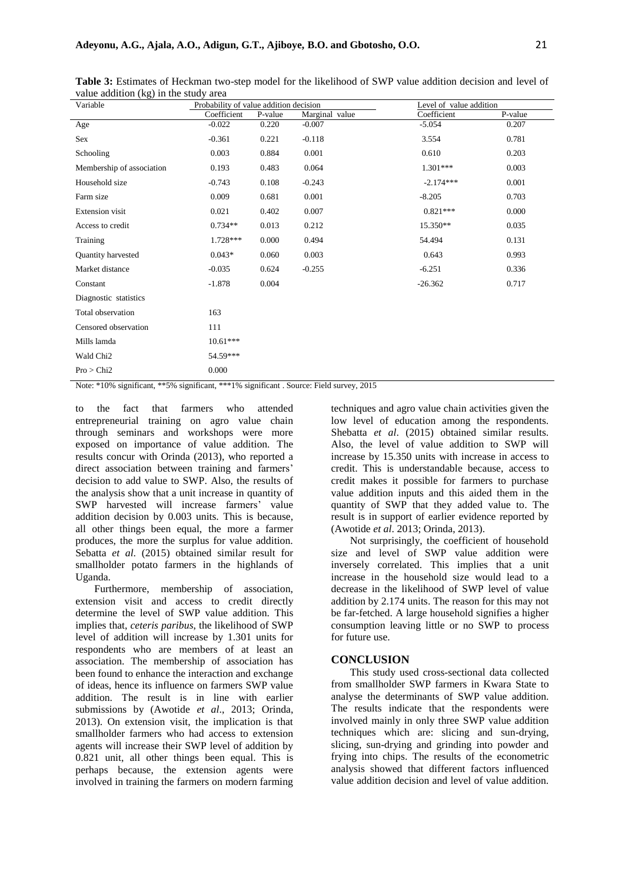**Table 3:** Estimates of Heckman two-step model for the likelihood of SWP value addition decision and level of value addition (kg) in the study area

| Variable | Probability of value addition decision | | | Level of value addition | |
|---|---|---|---|---|---|
| | Coefficient | P-value | Marginal value | Coefficient | P-value |
| Age | -0.022 | 0.220 | -0.007 | -5.054 | 0.207 |
| Sex | -0.361 | 0.221 | -0.118 | 3.554 | 0.781 |
| Schooling | 0.003 | 0.884 | 0.001 | 0.610 | 0.203 |
| Membership of association | 0.193 | 0.483 | 0.064 | 1.301*** | 0.003 |
| Household size | -0.743 | 0.108 | -0.243 | -2.174*** | 0.001 |
| Farm size | 0.009 | 0.681 | 0.001 | -8.205 | 0.703 |
| Extension visit | 0.021 | 0.402 | 0.007 | 0.821*** | 0.000 |
| Access to credit | 0.734** | 0.013 | 0.212 | 15.350** | 0.035 |
| Training | 1.728*** | 0.000 | 0.494 | 54.494 | 0.131 |
| Quantity harvested | 0.043* | 0.060 | 0.003 | 0.643 | 0.993 |
| Market distance | -0.035 | 0.624 | -0.255 | -6.251 | 0.336 |
| Constant | -1.878 | 0.004 | | -26.362 | 0.717 |
| Diagnostic statistics | | | | | |
| Total observation | 163 | | | | |
| Censored observation | 111 | | | | |
| Mills lamda | 10.61*** | | | | |
| Wald Chi2 | 54.59*** | | | | |
| Pro > Chi2 | 0.000 | | | | |

Note: *10% significant, **5% significant, ***1% significant . Source: Field survey, 2015

to the fact that farmers who attended entrepreneurial training on agro value chain through seminars and workshops were more exposed on importance of value addition. The results concur with Orinda (2013), who reported a direct association between training and farmers' decision to add value to SWP. Also, the results of the analysis show that a unit increase in quantity of SWP harvested will increase farmers' value addition decision by 0.003 units. This is because, all other things been equal, the more a farmer produces, the more the surplus for value addition. Sebatta *et al*. (2015) obtained similar result for smallholder potato farmers in the highlands of Uganda.

Furthermore, membership of association, extension visit and access to credit directly determine the level of SWP value addition. This implies that, *ceteris paribus*, the likelihood of SWP level of addition will increase by 1.301 units for respondents who are members of at least an association. The membership of association has been found to enhance the interaction and exchange of ideas, hence its influence on farmers SWP value addition. The result is in line with earlier submissions by (Awotide *et al*., 2013; Orinda, 2013). On extension visit, the implication is that smallholder farmers who had access to extension agents will increase their SWP level of addition by 0.821 unit, all other things been equal. This is perhaps because, the extension agents were involved in training the farmers on modern farming techniques and agro value chain activities given the low level of education among the respondents. Shebatta *et al*. (2015) obtained similar results. Also, the level of value addition to SWP will increase by 15.350 units with increase in access to credit. This is understandable because, access to credit makes it possible for farmers to purchase value addition inputs and this aided them in the quantity of SWP that they added value to. The result is in support of earlier evidence reported by (Awotide *et al*. 2013; Orinda, 2013).

Not surprisingly, the coefficient of household size and level of SWP value addition were inversely correlated. This implies that a unit increase in the household size would lead to a decrease in the likelihood of SWP level of value addition by 2.174 units. The reason for this may not be far-fetched. A large household signifies a higher consumption leaving little or no SWP to process for future use.

## CONCLUSION

This study used cross-sectional data collected from smallholder SWP farmers in Kwara State to analyse the determinants of SWP value addition. The results indicate that the respondents were involved mainly in only three SWP value addition techniques which are: slicing and sun-drying, slicing, sun-drying and grinding into powder and frying into chips. The results of the econometric analysis showed that different factors influenced value addition decision and level of value addition.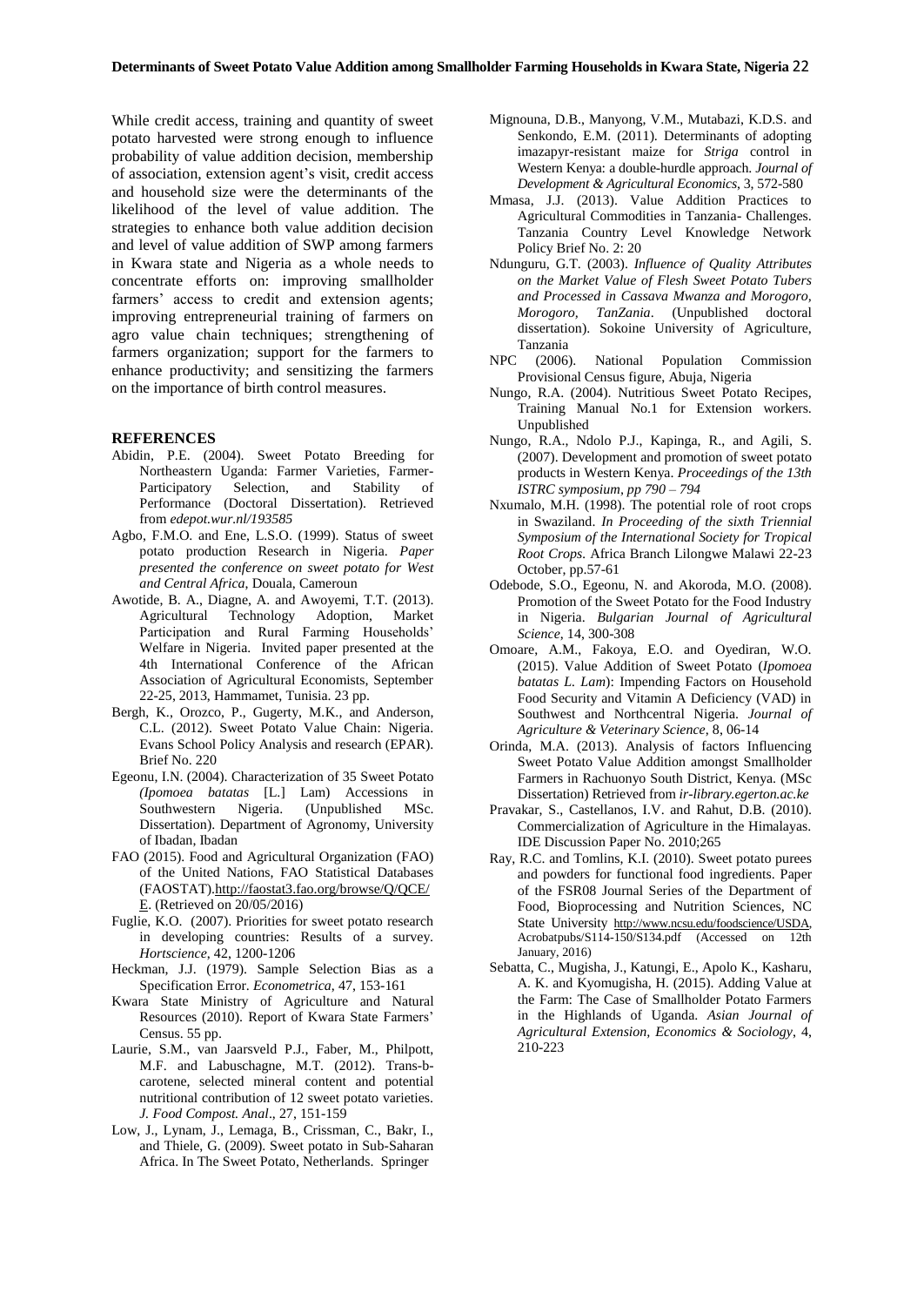While credit access, training and quantity of sweet potato harvested were strong enough to influence probability of value addition decision, membership of association, extension agent's visit, credit access and household size were the determinants of the likelihood of the level of value addition. The strategies to enhance both value addition decision and level of value addition of SWP among farmers in Kwara state and Nigeria as a whole needs to concentrate efforts on: improving smallholder farmers' access to credit and extension agents; improving entrepreneurial training of farmers on agro value chain techniques; strengthening of farmers organization; support for the farmers to enhance productivity; and sensitizing the farmers on the importance of birth control measures.

## REFERENCES

Abidin, P.E. (2004). Sweet Potato Breeding for Northeastern Uganda: Farmer Varieties, Farmer-Participatory Selection, and Stability of Performance (Doctoral Dissertation). Retrieved from *edepot.wur.nl/193585*

Agbo, F.M.O. and Ene, L.S.O. (1999). Status of sweet potato production Research in Nigeria. *Paper presented the conference on sweet potato for West and Central Africa*, Douala, Cameroun

Awotide, B. A., Diagne, A. and Awoyemi, T.T. (2013). Agricultural Technology Adoption, Market Participation and Rural Farming Households' Welfare in Nigeria. Invited paper presented at the 4th International Conference of the African Association of Agricultural Economists, September 22-25, 2013, Hammamet, Tunisia. 23 pp.

Bergh, K., Orozco, P., Gugerty, M.K., and Anderson, C.L. (2012). Sweet Potato Value Chain: Nigeria. Evans School Policy Analysis and research (EPAR). Brief No. 220

Egeonu, I.N. (2004). Characterization of 35 Sweet Potato *(Ipomoea batatas* [L.] Lam) Accessions in Southwestern Nigeria. (Unpublished MSc. Dissertation). Department of Agronomy, University of Ibadan, Ibadan

FAO (2015). Food and Agricultural Organization (FAO) of the United Nations, FAO Statistical Databases (FAOSTAT).http://faostat3.fao.org/browse/Q/QCE/E. (Retrieved on 20/05/2016)

Fuglie, K.O. (2007). Priorities for sweet potato research in developing countries: Results of a survey. *Hortscience*, 42, 1200-1206

Heckman, J.J. (1979). Sample Selection Bias as a Specification Error. *Econometrica*, 47, 153-161

Kwara State Ministry of Agriculture and Natural Resources (2010). Report of Kwara State Farmers' Census. 55 pp.

Laurie, S.M., van Jaarsveld P.J., Faber, M., Philpott, M.F. and Labuschagne, M.T. (2012). Trans-b-carotene, selected mineral content and potential nutritional contribution of 12 sweet potato varieties. *J. Food Compost. Anal*., 27, 151-159

Low, J., Lynam, J., Lemaga, B., Crissman, C., Bakr, I., and Thiele, G. (2009). Sweet potato in Sub-Saharan Africa. In The Sweet Potato, Netherlands. Springer

Mignouna, D.B., Manyong, V.M., Mutabazi, K.D.S. and Senkondo, E.M. (2011). Determinants of adopting imazapyr-resistant maize for *Striga* control in Western Kenya: a double-hurdle approach. *Journal of Development & Agricultural Economics*, 3, 572-580

Mmasa, J.J. (2013). Value Addition Practices to Agricultural Commodities in Tanzania- Challenges. Tanzania Country Level Knowledge Network Policy Brief No. 2: 20

Ndunguru, G.T. (2003). *Influence of Quality Attributes on the Market Value of Flesh Sweet Potato Tubers and Processed in Cassava Mwanza and Morogoro, Morogoro, TanZania*. (Unpublished doctoral dissertation). Sokoine University of Agriculture, Tanzania

NPC (2006). National Population Commission Provisional Census figure, Abuja, Nigeria

Nungo, R.A. (2004). Nutritious Sweet Potato Recipes, Training Manual No.1 for Extension workers. Unpublished

Nungo, R.A., Ndolo P.J., Kapinga, R., and Agili, S. (2007). Development and promotion of sweet potato products in Western Kenya. *Proceedings of the 13th ISTRC symposium, pp 790 – 794*

Nxumalo, M.H. (1998). The potential role of root crops in Swaziland. *In Proceeding of the sixth Triennial Symposium of the International Society for Tropical Root Crops*. Africa Branch Lilongwe Malawi 22-23 October, pp.57-61

Odebode, S.O., Egeonu, N. and Akoroda, M.O. (2008). Promotion of the Sweet Potato for the Food Industry in Nigeria. *Bulgarian Journal of Agricultural Science*, 14, 300-308

Omoare, A.M., Fakoya, E.O. and Oyediran, W.O. (2015). Value Addition of Sweet Potato (*Ipomoea batatas L. Lam*): Impending Factors on Household Food Security and Vitamin A Deficiency (VAD) in Southwest and Northcentral Nigeria. *Journal of Agriculture & Veterinary Science*, 8, 06-14

Orinda, M.A. (2013). Analysis of factors Influencing Sweet Potato Value Addition amongst Smallholder Farmers in Rachuonyo South District, Kenya. (MSc Dissertation) Retrieved from *ir-library.egerton.ac.ke*

Pravakar, S., Castellanos, I.V. and Rahut, D.B. (2010). Commercialization of Agriculture in the Himalayas. IDE Discussion Paper No. 2010;265

Ray, R.C. and Tomlins, K.I. (2010). Sweet potato purees and powders for functional food ingredients. Paper of the FSR08 Journal Series of the Department of Food, Bioprocessing and Nutrition Sciences, NC State University http://www.ncsu.edu/foodscience/USDA, Acrobatpubs/S114-150/S134.pdf (Accessed on 12th January, 2016)

Sebatta, C., Mugisha, J., Katungi, E., Apolo K., Kasharu, A. K. and Kyomugisha, H. (2015). Adding Value at the Farm: The Case of Smallholder Potato Farmers in the Highlands of Uganda. *Asian Journal of Agricultural Extension, Economics & Sociology*, 4, 210-223